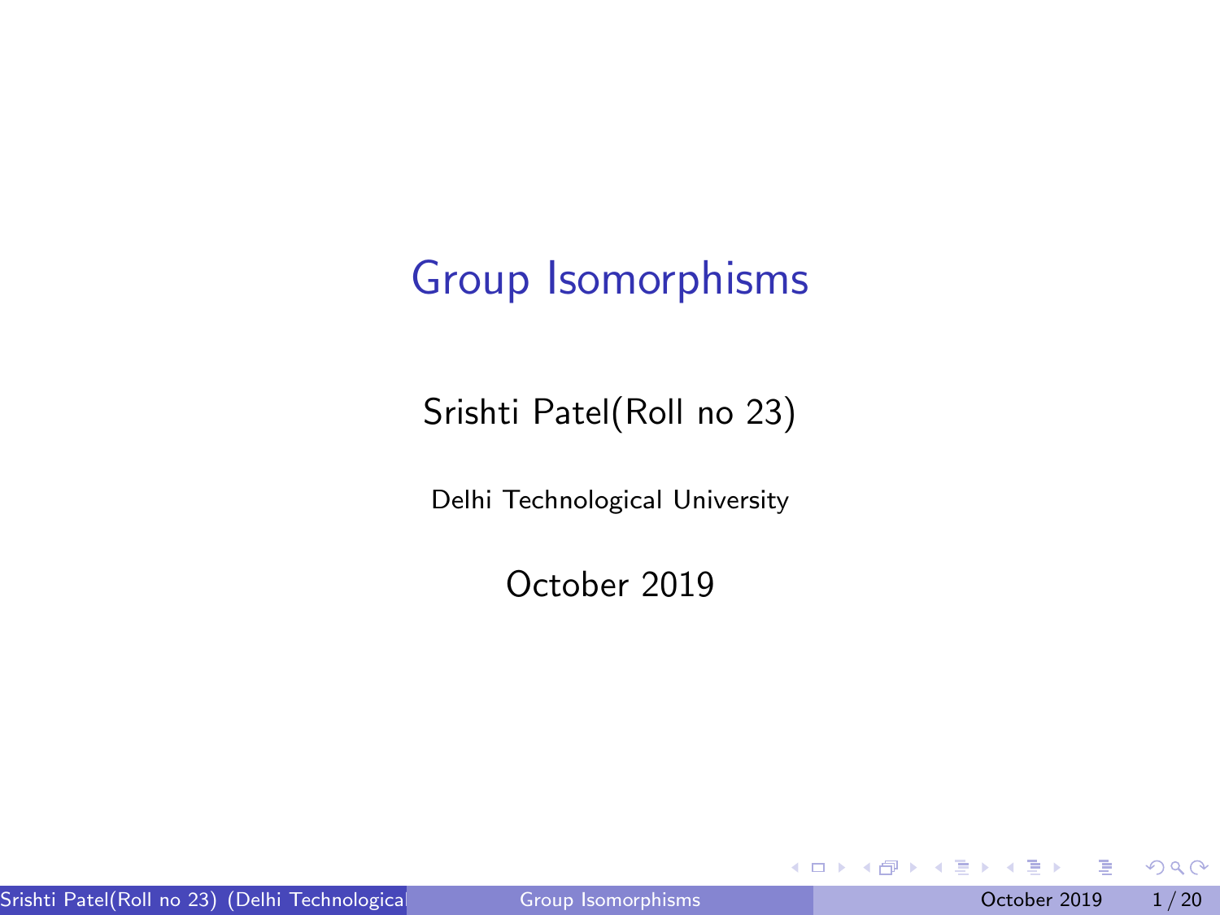# Group Isomorphisms

Srishti Patel(Roll no 23)

Delhi Technological University

October 2019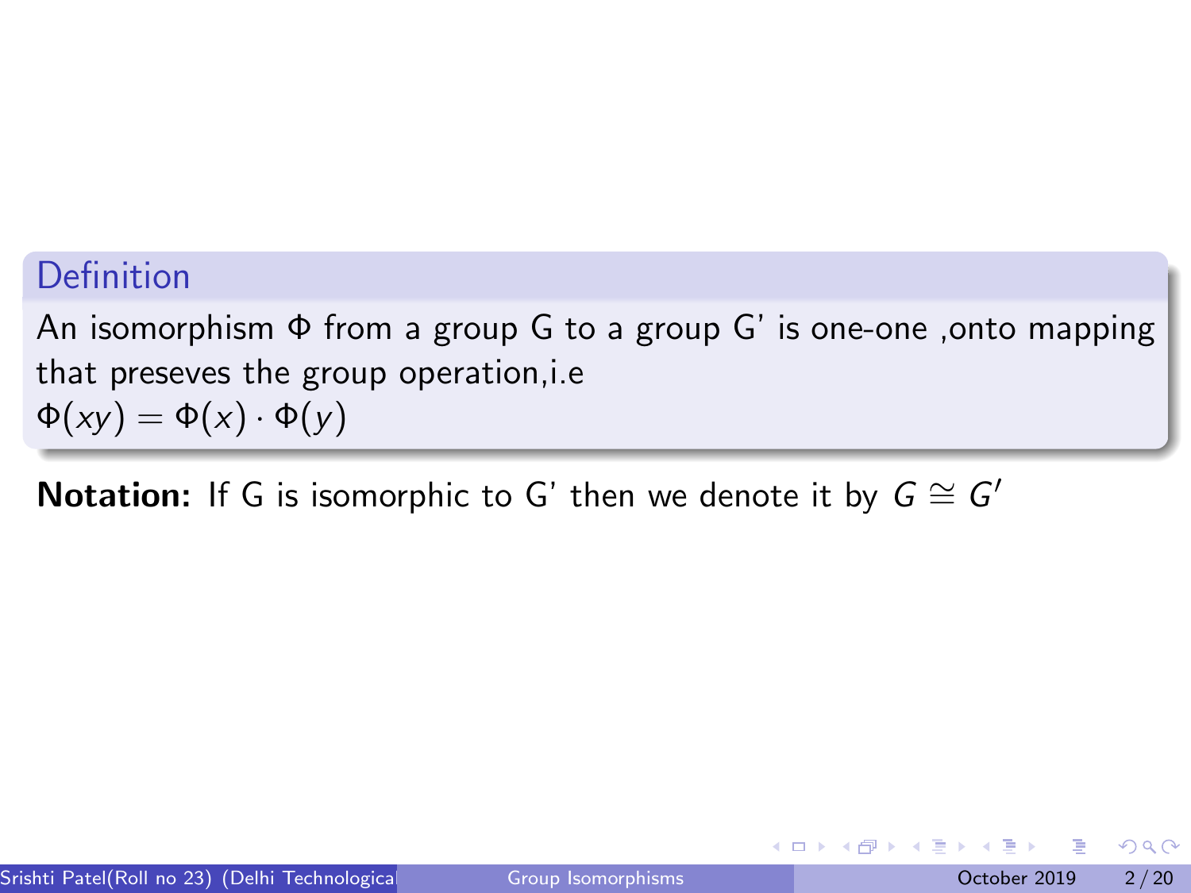**Definition**

An isomorphism $\Phi$ from a group G to a group G' is one-one ,onto mapping that preseves the group operation,i.e
$\Phi(xy) = \Phi(x) \cdot \Phi(y)$

**Notation:** If G is isomorphic to G' then we denote it by $G \cong G'$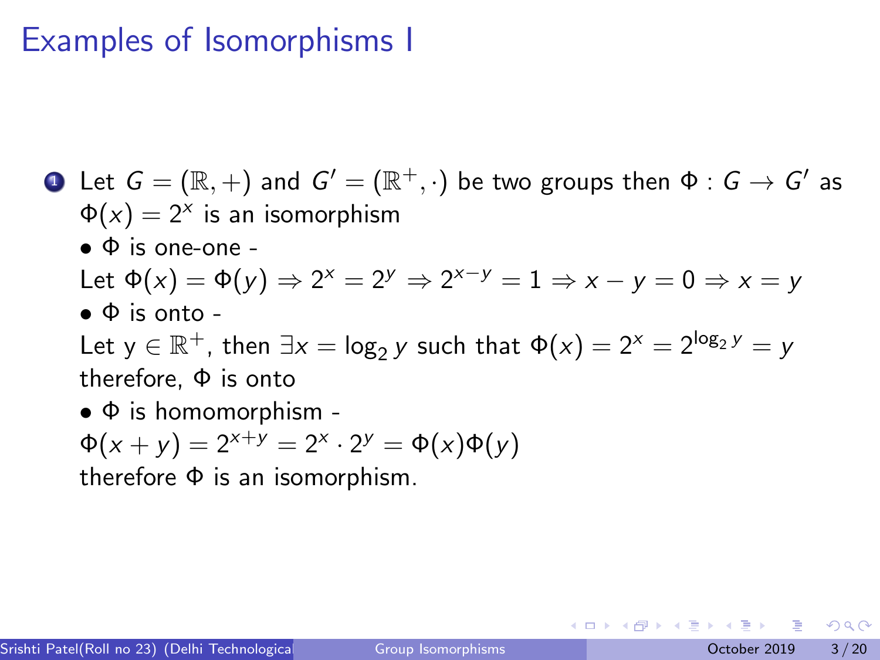# Examples of Isomorphisms I

1. Let $G = (\mathbb{R}, +)$ and $G' = (\mathbb{R}^+, \cdot)$ be two groups then $\Phi : G \to G'$ as $\Phi(x) = 2^x$ is an isomorphism

   - $\Phi$ is one-one -

   Let $\Phi(x) = \Phi(y) \Rightarrow 2^x = 2^y \Rightarrow 2^{x-y} = 1 \Rightarrow x - y = 0 \Rightarrow x = y$

   - $\Phi$ is onto -

   Let y $\in \mathbb{R}^+$, then $\exists x = \log_2 y$ such that $\Phi(x) = 2^x = 2^{\log_2 y} = y$
   therefore, $\Phi$ is onto

   - $\Phi$ is homomorphism -

   $\Phi(x + y) = 2^{x+y} = 2^x \cdot 2^y = \Phi(x)\Phi(y)$
   therefore $\Phi$ is an isomorphism.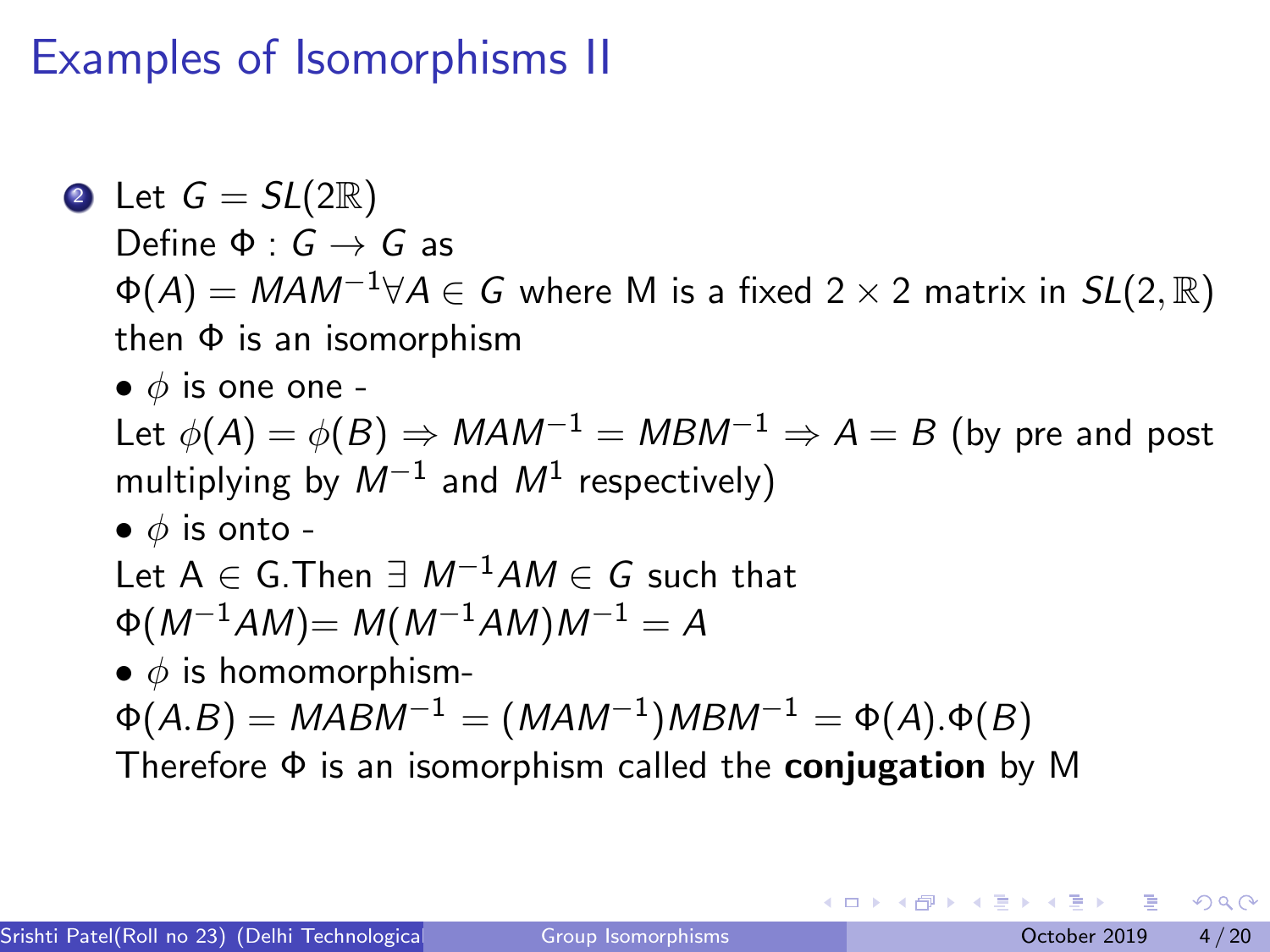# Examples of Isomorphisms II

2. Let $G = SL(2\mathbb{R})$
   Define $\Phi : G \to G$ as
   $\Phi(A) = MAM^{-1} \forall A \in G$ where M is a fixed $2 \times 2$ matrix in $SL(2, \mathbb{R})$
   then $\Phi$ is an isomorphism
   - $\phi$ is one one -
     Let $\phi(A) = \phi(B) \Rightarrow MAM^{-1} = MBM^{-1} \Rightarrow A = B$ (by pre and post multiplying by $M^{-1}$ and $M^{1}$ respectively)
   - $\phi$ is onto -
     Let A $\in$ G.Then $\exists$ $M^{-1}AM \in G$ such that
     $\Phi(M^{-1}AM) = M(M^{-1}AM)M^{-1} = A$
   - $\phi$ is homomorphism-
     $\Phi(A.B) = MABM^{-1} = (MAM^{-1})MBM^{-1} = \Phi(A).\Phi(B)$

   Therefore $\Phi$ is an isomorphism called the **conjugation** by M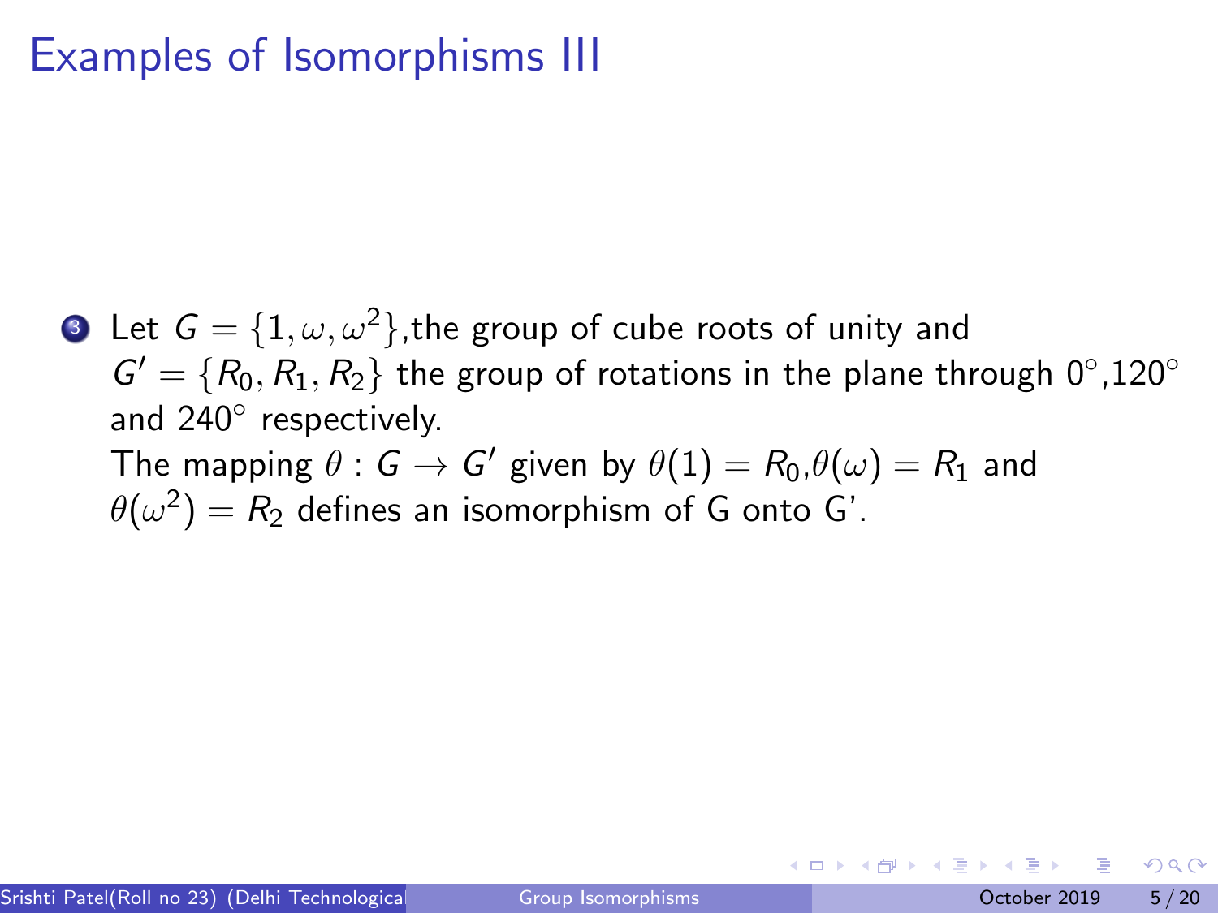# Examples of Isomorphisms III

3. Let $G = \{1, \omega, \omega^2\}$,the group of cube roots of unity and $G' = \{R_0, R_1, R_2\}$ the group of rotations in the plane through 0°,120° and 240° respectively.
   The mapping $\theta : G \to G'$ given by $\theta(1) = R_0$,$\theta(\omega) = R_1$ and $\theta(\omega^2) = R_2$ defines an isomorphism of G onto G'.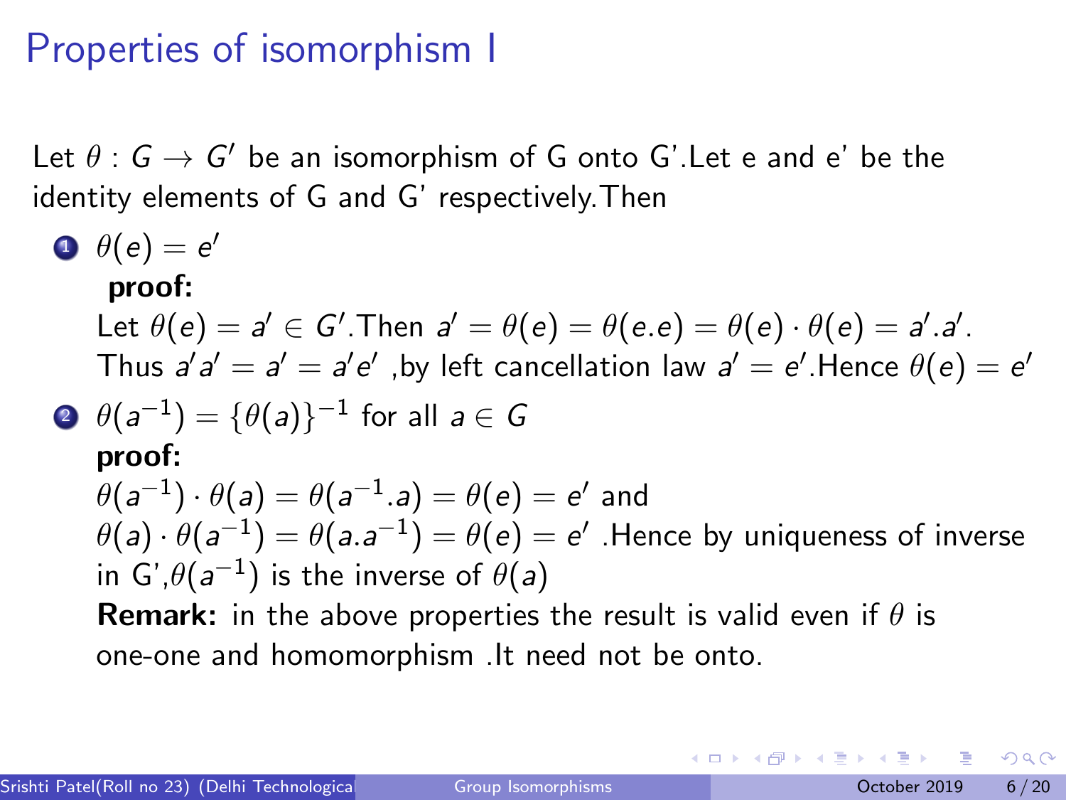# Properties of isomorphism I

Let $\theta : G \to G'$ be an isomorphism of G onto G'.Let e and e' be the identity elements of G and G' respectively.Then

1. $\theta(e) = e'$

   **proof:**

   Let $\theta(e) = a' \in G'$.Then $a' = \theta(e) = \theta(e.e) = \theta(e) \cdot \theta(e) = a'.a'$. Thus $a'a' = a' = a'e'$ ,by left cancellation law $a' = e'$.Hence $\theta(e) = e'$

2. $\theta(a^{-1}) = \{\theta(a)\}^{-1}$ for all $a \in G$

   **proof:**

   $\theta(a^{-1}) \cdot \theta(a) = \theta(a^{-1}.a) = \theta(e) = e'$ and
   $\theta(a) \cdot \theta(a^{-1}) = \theta(a.a^{-1}) = \theta(e) = e'$ .Hence by uniqueness of inverse in G',$\theta(a^{-1})$ is the inverse of $\theta(a)$

   **Remark:** in the above properties the result is valid even if $\theta$ is one-one and homomorphism .It need not be onto.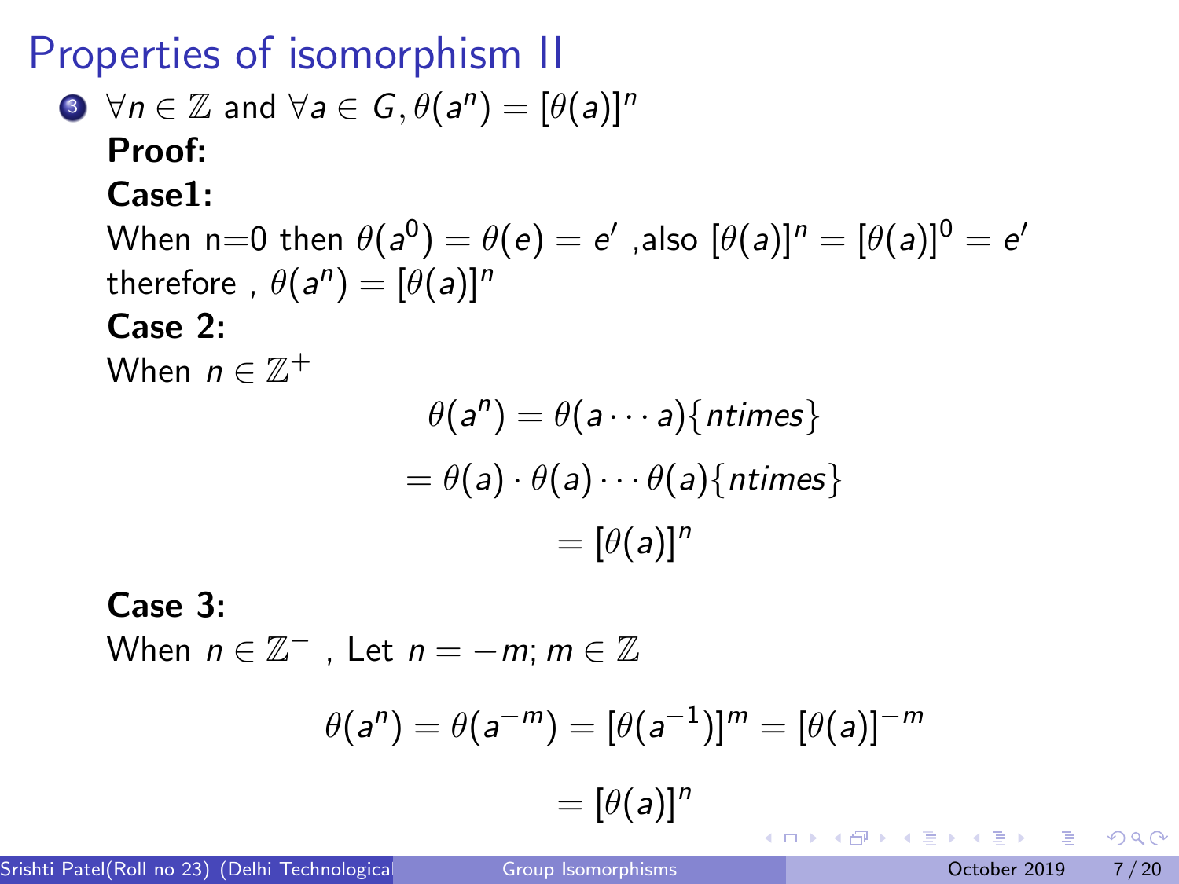# Properties of isomorphism II

3. $\forall n \in \mathbb{Z}$ and $\forall a \in G, \theta(a^n) = [\theta(a)]^n$

   **Proof:**

   **Case1:**

   When n=0 then $\theta(a^0) = \theta(e) = e'$ ,also $[\theta(a)]^n = [\theta(a)]^0 = e'$ therefore , $\theta(a^n) = [\theta(a)]^n$

   **Case 2:**

   When $n \in \mathbb{Z}^+$

$$
\begin{aligned}
\theta(a^n) &= \theta(a \cdots a)\{ntimes\} \\
&= \theta(a) \cdot \theta(a) \cdots \theta(a)\{ntimes\} \\
&= [\theta(a)]^n
\end{aligned}
$$

   **Case 3:**

   When $n \in \mathbb{Z}^-$ , Let $n = -m; m \in \mathbb{Z}$

$$
\begin{aligned}
\theta(a^n) = \theta(a^{-m}) = [\theta(a^{-1})]^m &= [\theta(a)]^{-m} \\
&= [\theta(a)]^n
\end{aligned}
$$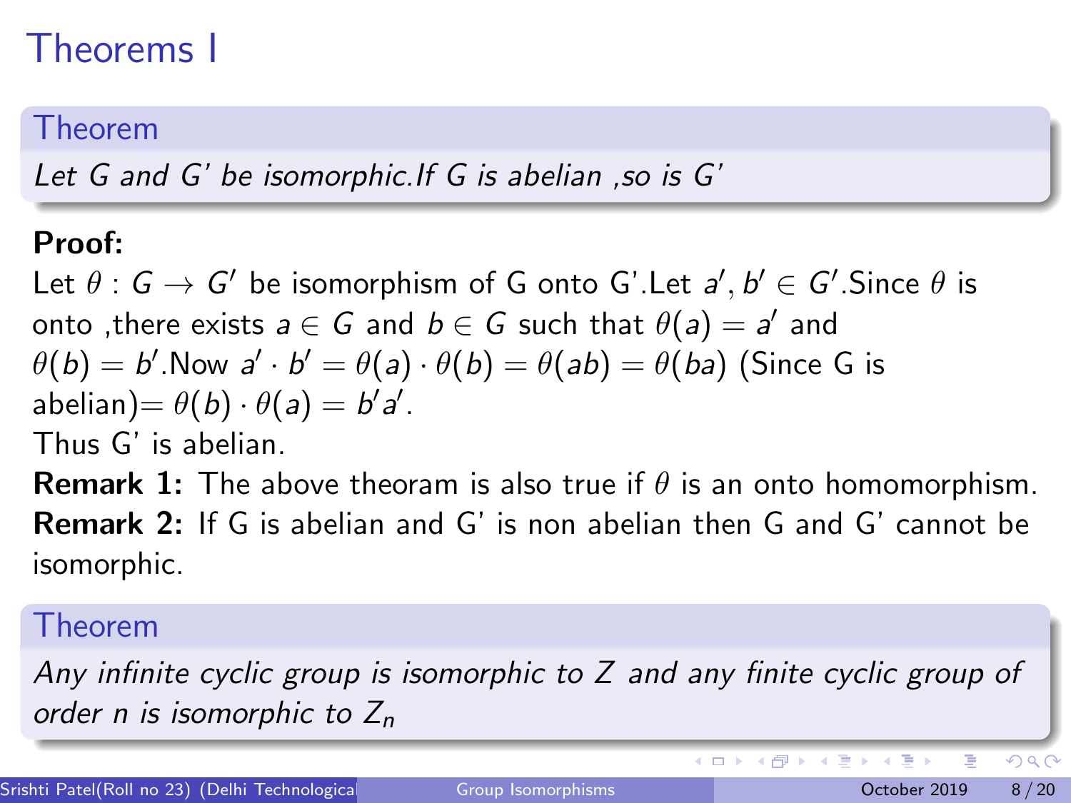# Theorems I

**Theorem**

*Let G and G' be isomorphic.If G is abelian ,so is G'*

**Proof:**

Let $\theta : G \to G'$ be isomorphism of G onto G'.Let $a', b' \in G'$.Since $\theta$ is onto ,there exists $a \in G$ and $b \in G$ such that $\theta(a) = a'$ and $\theta(b) = b'$.Now $a' \cdot b' = \theta(a) \cdot \theta(b) = \theta(ab) = \theta(ba)$ (Since G is abelian)$= \theta(b) \cdot \theta(a) = b'a'$.

Thus G' is abelian.

**Remark 1:** The above theoram is also true if $\theta$ is an onto homomorphism.

**Remark 2:** If G is abelian and G' is non abelian then G and G' cannot be isomorphic.

**Theorem**

*Any infinite cyclic group is isomorphic to $Z$ and any finite cyclic group of order n is isomorphic to $Z_n$*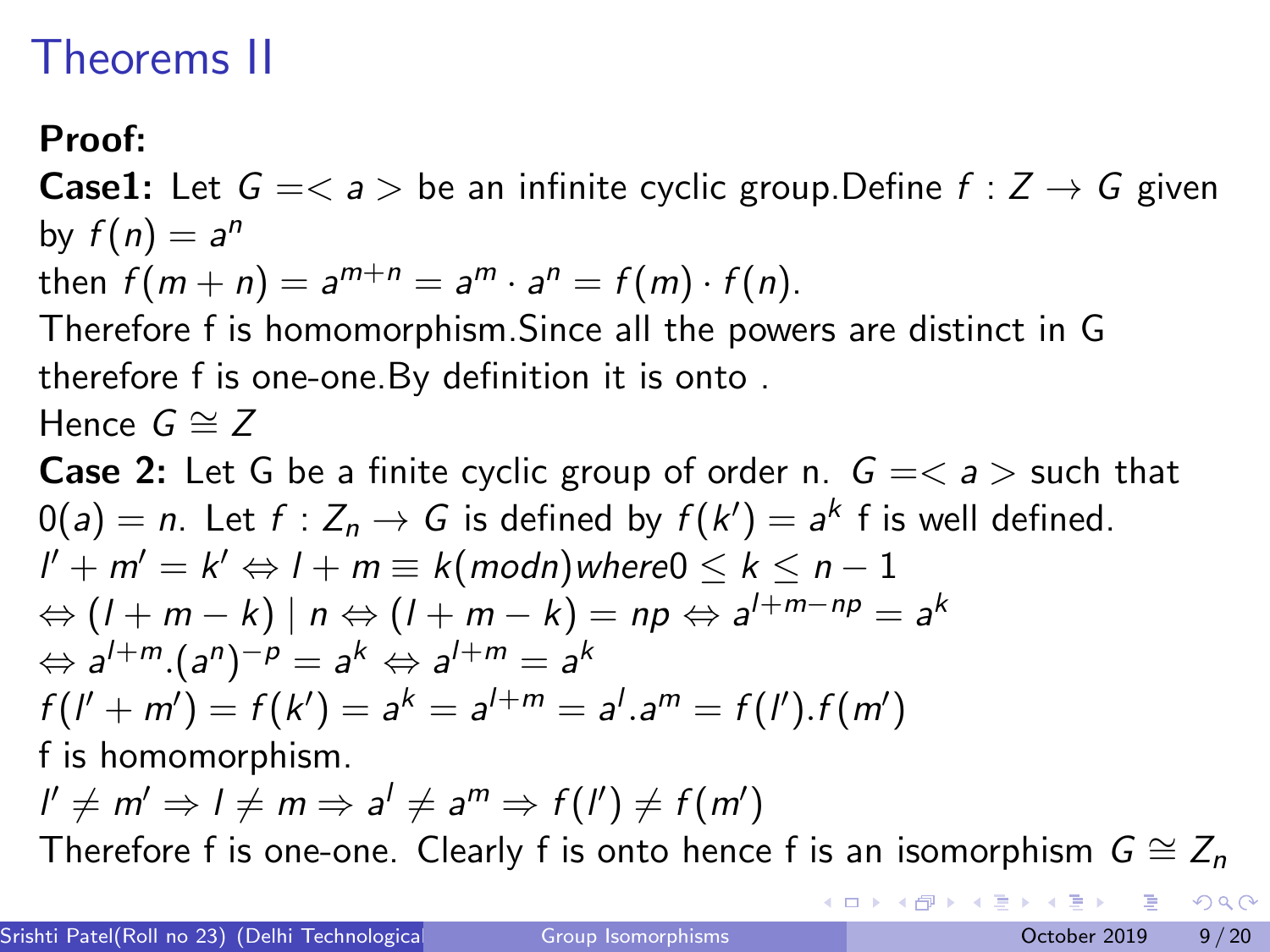# Theorems II

**Proof:**

**Case1:** Let $G =< a >$ be an infinite cyclic group.Define $f : Z \to G$ given by $f(n) = a^n$

then $f(m + n) = a^{m+n} = a^m \cdot a^n = f(m) \cdot f(n)$.

Therefore f is homomorphism.Since all the powers are distinct in G therefore f is one-one.By definition it is onto .

Hence $G \cong Z$

**Case 2:** Let G be a finite cyclic group of order n. $G =< a >$ such that $0(a) = n$. Let $f : Z_n \to G$ is defined by $f(k') = a^k$ f is well defined.

$l' + m' = k' \Leftrightarrow l + m \equiv k (mod n) where 0 \leq k \leq n - 1$

$\Leftrightarrow (l + m - k) \mid n \Leftrightarrow (l + m - k) = np \Leftrightarrow a^{l+m-np} = a^k$

$\Leftrightarrow a^{l+m}.(a^n)^{-p} = a^k \Leftrightarrow a^{l+m} = a^k$

$f(l' + m') = f(k') = a^k = a^{l+m} = a^l.a^m = f(l').f(m')$

f is homomorphism.

$l' \neq m' \Rightarrow l \neq m \Rightarrow a^l \neq a^m \Rightarrow f(l') \neq f(m')$

Therefore f is one-one. Clearly f is onto hence f is an isomorphism $G \cong Z_n$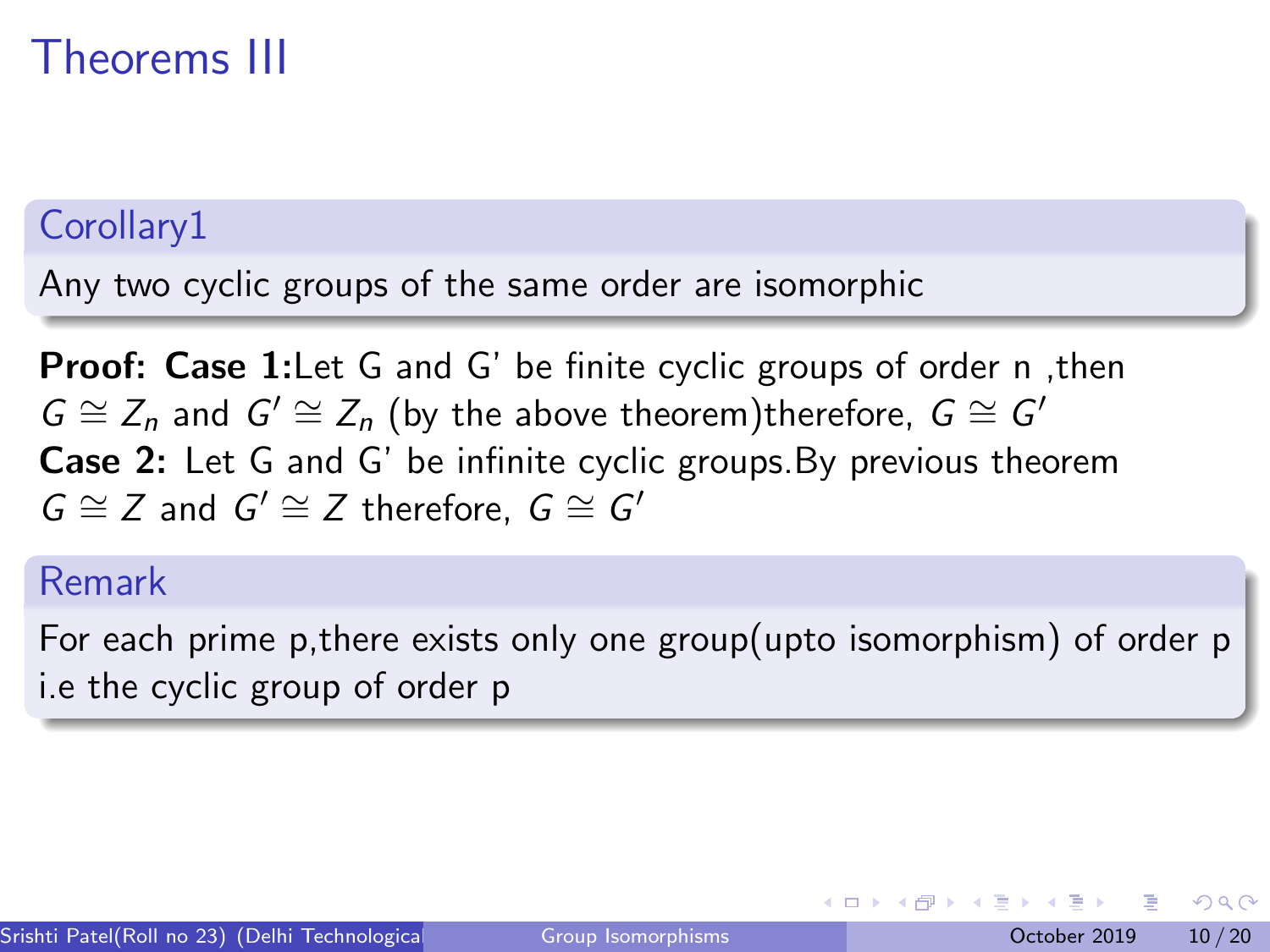# Theorems III

### Corollary1

Any two cyclic groups of the same order are isomorphic

**Proof: Case 1:** Let G and G' be finite cyclic groups of order n ,then $G \cong Z_n$ and $G' \cong Z_n$ (by the above theorem)therefore, $G \cong G'$
**Case 2:** Let G and G' be infinite cyclic groups.By previous theorem $G \cong Z$ and $G' \cong Z$ therefore, $G \cong G'$

### Remark

For each prime p,there exists only one group(upto isomorphism) of order p i.e the cyclic group of order p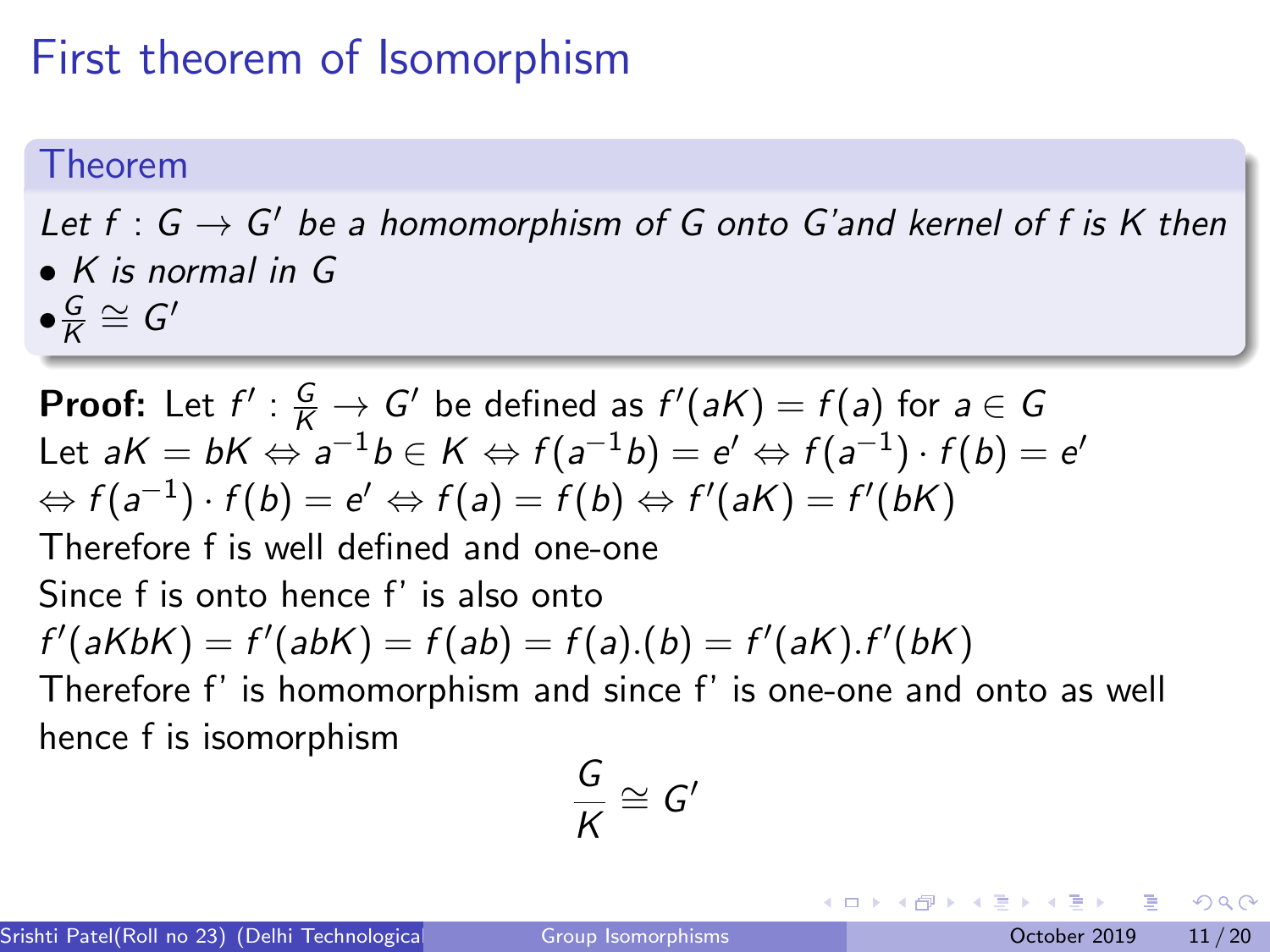# First theorem of Isomorphism

**Theorem**

*Let $f : G \to G'$ be a homomorphism of G onto G'and kernel of f is K then*

- *K is normal in G*
- $\frac{G}{K} \cong G'$

**Proof:** Let $f' : \frac{G}{K} \to G'$ be defined as $f'(aK) = f(a)$ for $a \in G$

Let $aK = bK \Leftrightarrow a^{-1}b \in K \Leftrightarrow f(a^{-1}b) = e' \Leftrightarrow f(a^{-1}) \cdot f(b) = e'$

$\Leftrightarrow f(a^{-1}) \cdot f(b) = e' \Leftrightarrow f(a) = f(b) \Leftrightarrow f'(aK) = f'(bK)$

Therefore f is well defined and one-one

Since f is onto hence f' is also onto

$f'(aKbK) = f'(abK) = f(ab) = f(a).(b) = f'(aK).f'(bK)$

Therefore f' is homomorphism and since f' is one-one and onto as well hence f is isomorphism

$$\frac{G}{K} \cong G'$$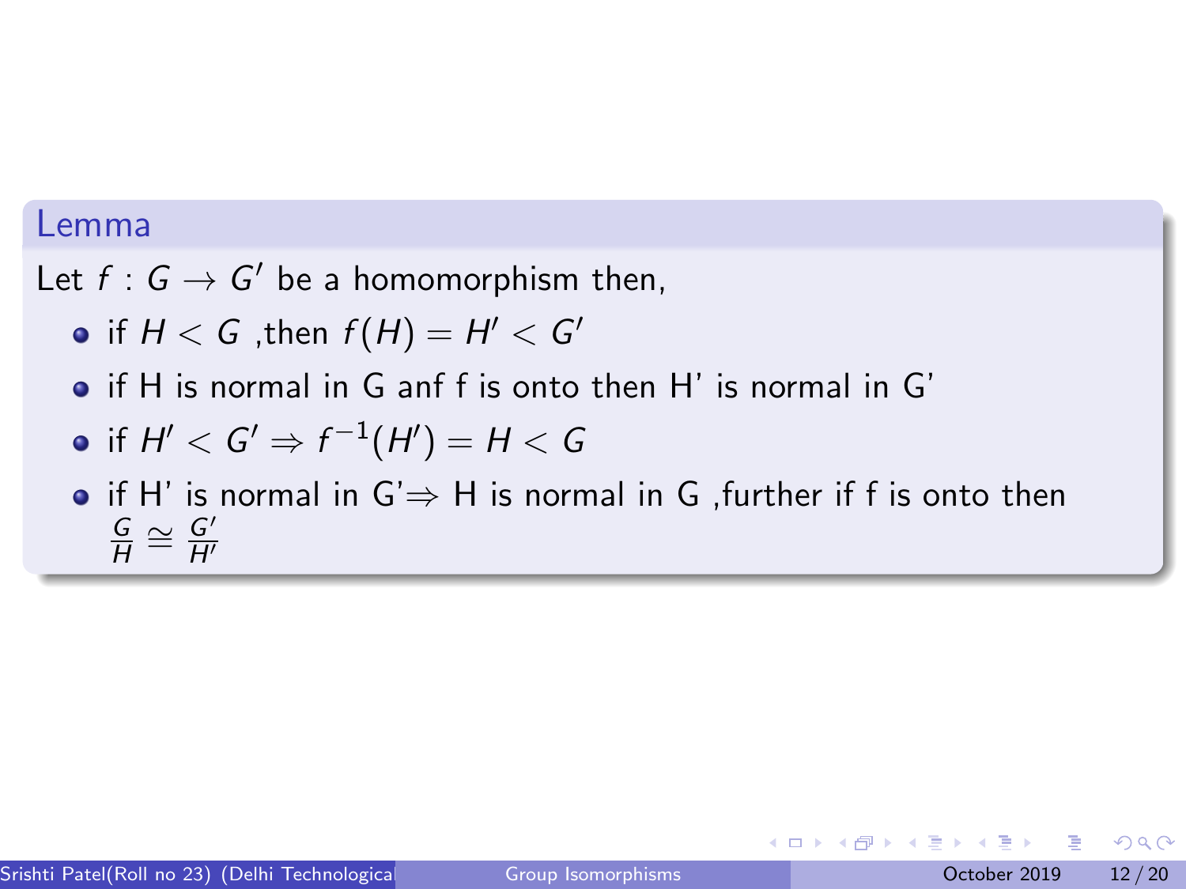### Lemma

Let $f : G \rightarrow G'$ be a homomorphism then,

- if $H < G$ ,then $f(H) = H' < G'$
- if H is normal in G anf f is onto then H' is normal in G'
- if $H' < G' \Rightarrow f^{-1}(H') = H < G$
- if H' is normal in G'$\Rightarrow$ H is normal in G ,further if f is onto then $\frac{G}{H} \cong \frac{G'}{H'}$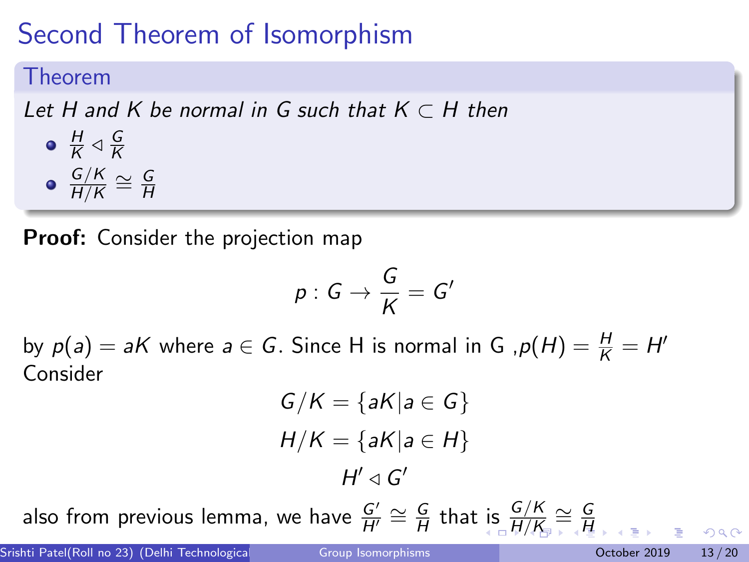# Second Theorem of Isomorphism

**Theorem**

*Let H and K be normal in G such that $K \subset H$ then*

- $\frac{H}{K} \lhd \frac{G}{K}$
- $\frac{G/K}{H/K} \cong \frac{G}{H}$

**Proof:** Consider the projection map

$$p : G \to \frac{G}{K} = G'$$

by $p(a) = aK$ where $a \in G$. Since H is normal in G ,$p(H) = \frac{H}{K} = H'$
Consider

$$G/K = \{aK | a \in G\}$$

$$H/K = \{aK | a \in H\}$$

$$H' \lhd G'$$

also from previous lemma, we have $\frac{G'}{H'} \cong \frac{G}{H}$ that is $\frac{G/K}{H/K} \cong \frac{G}{H}$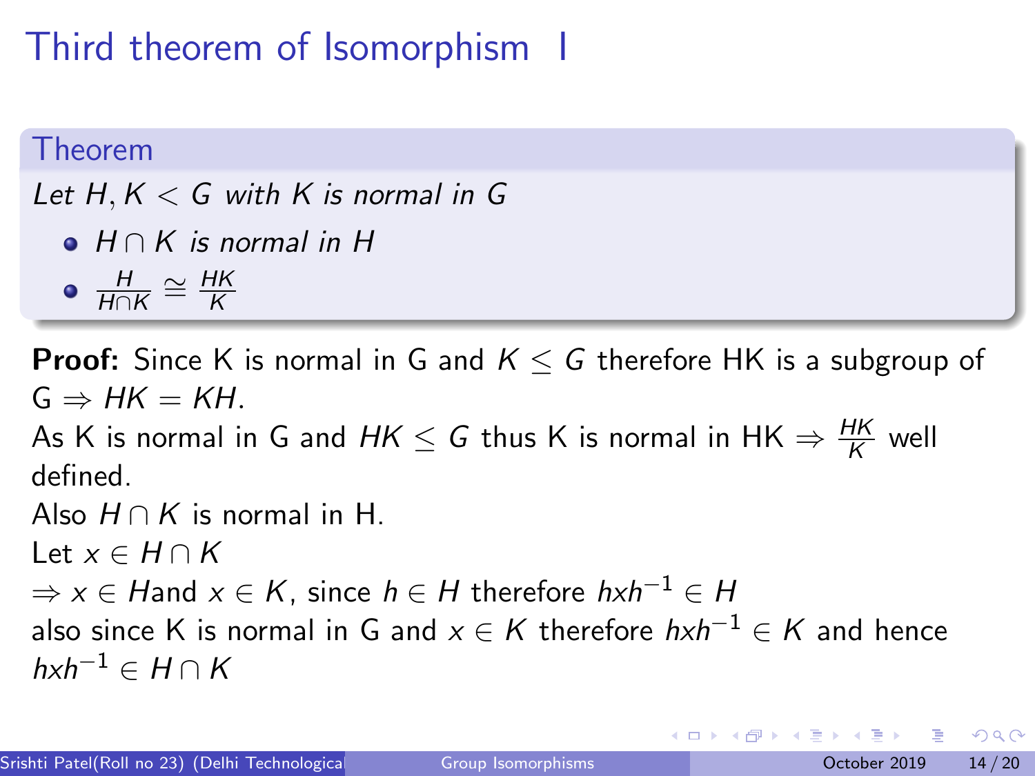# Third theorem of Isomorphism I

**Theorem**

*Let $H, K < G$ with $K$ is normal in $G$*

- *$H \cap K$ is normal in $H$*
- $\frac{H}{H \cap K} \cong \frac{HK}{K}$

**Proof:** Since K is normal in G and $K \leq G$ therefore HK is a subgroup of G $\Rightarrow HK = KH$.

As K is normal in G and $HK \leq G$ thus K is normal in HK $\Rightarrow \frac{HK}{K}$ well defined.

Also $H \cap K$ is normal in H.

Let $x \in H \cap K$

$\Rightarrow x \in H$and $x \in K$, since $h \in H$ therefore $hxh^{-1} \in H$

also since K is normal in G and $x \in K$ therefore $hxh^{-1} \in K$ and hence $hxh^{-1} \in H \cap K$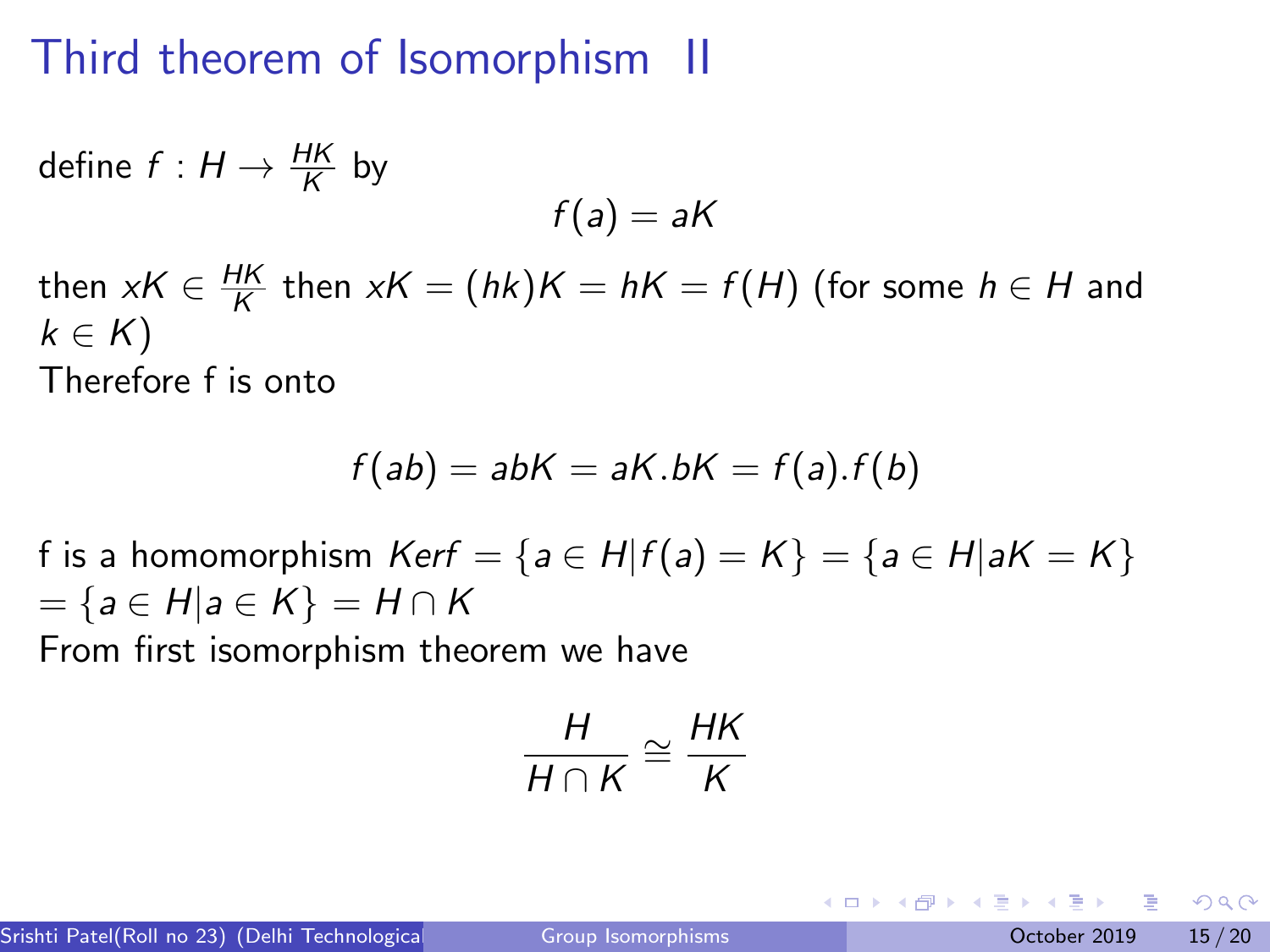# Third theorem of Isomorphism II

define $f : H \to \frac{HK}{K}$ by

$$f(a) = aK$$

then $xK \in \frac{HK}{K}$ then $xK = (hk)K = hK = f(H)$ (for some $h \in H$ and $k \in K$)

Therefore f is onto

$$f(ab) = abK = aK.bK = f(a).f(b)$$

f is a homomorphism $Kerf = \{a \in H | f(a) = K\} = \{a \in H | aK = K\}$ $= \{a \in H | a \in K\} = H \cap K$

From first isomorphism theorem we have

$$\frac{H}{H \cap K} \cong \frac{HK}{K}$$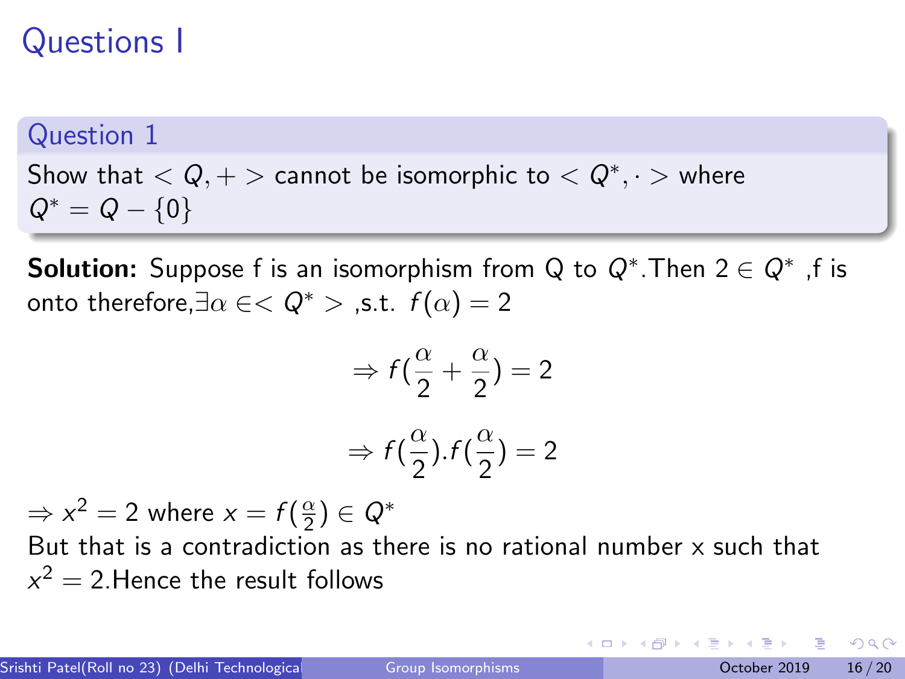# Questions I

## Question 1

Show that $< Q, + >$ cannot be isomorphic to $< Q^*, \cdot >$ where $Q^* = Q - \{0\}$

**Solution:** Suppose f is an isomorphism from Q to $Q^*$.Then $2 \in Q^*$ ,f is onto therefore,$\exists \alpha \in < Q^* >$ ,s.t. $f(\alpha) = 2$

$$\Rightarrow f(\frac{\alpha}{2} + \frac{\alpha}{2}) = 2$$

$$\Rightarrow f(\frac{\alpha}{2}).f(\frac{\alpha}{2}) = 2$$

$\Rightarrow x^2 = 2$ where $x = f(\frac{\alpha}{2}) \in Q^*$

But that is a contradiction as there is no rational number x such that $x^2 = 2$.Hence the result follows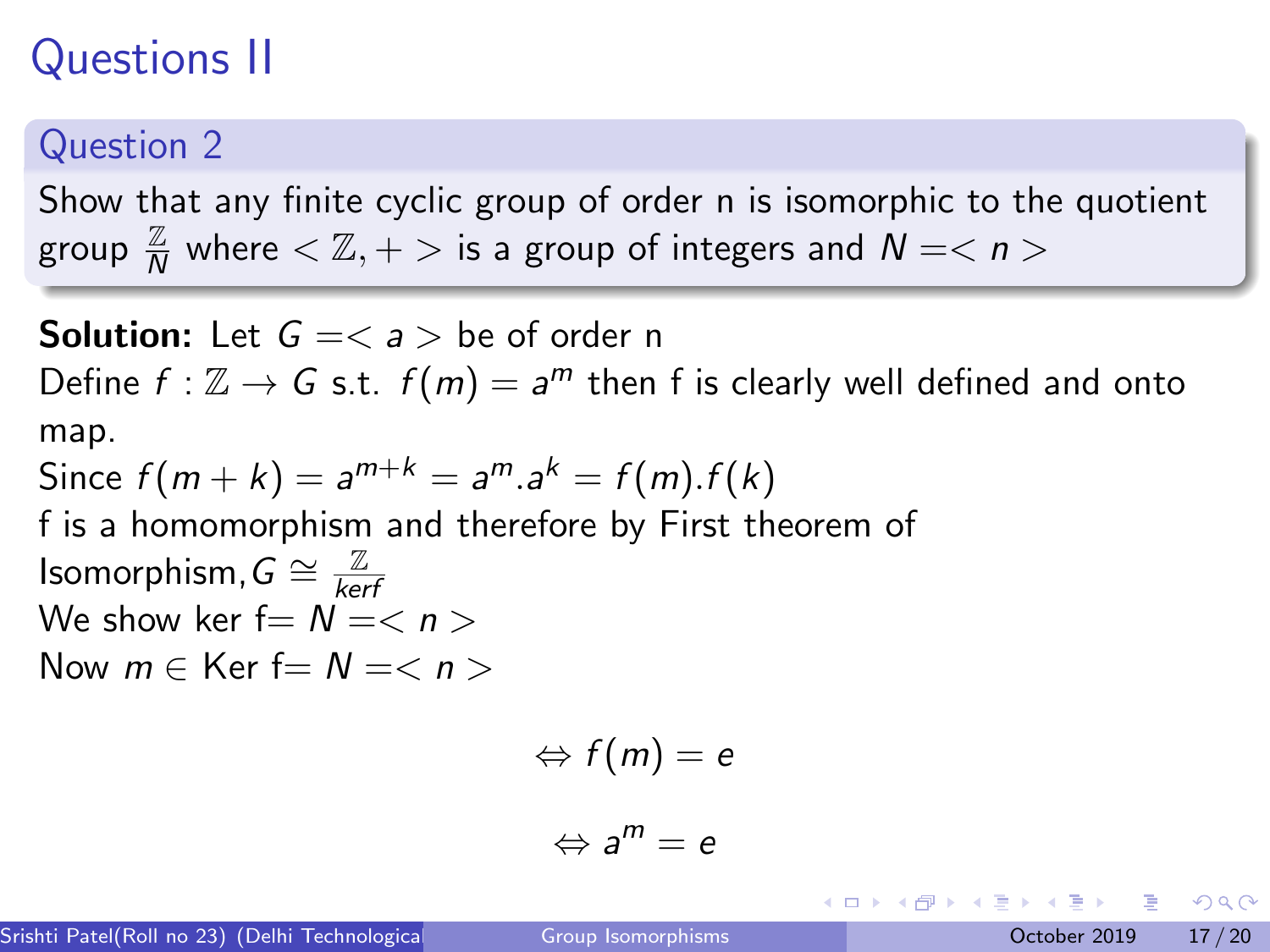# Questions II

## Question 2

Show that any finite cyclic group of order n is isomorphic to the quotient group $\frac{\mathbb{Z}}{N}$ where $< \mathbb{Z}, + >$ is a group of integers and $N = < n >$

**Solution:** Let $G = < a >$ be of order n

Define $f : \mathbb{Z} \to G$ s.t. $f(m) = a^m$ then f is clearly well defined and onto map.

Since $f(m + k) = a^{m+k} = a^m.a^k = f(m).f(k)$

f is a homomorphism and therefore by First theorem of Isomorphism, $G \cong \frac{\mathbb{Z}}{kerf}$

We show ker f$= N = < n >$

Now $m \in$ Ker f$= N = < n >$

$$\Leftrightarrow f(m) = e$$

$$\Leftrightarrow a^m = e$$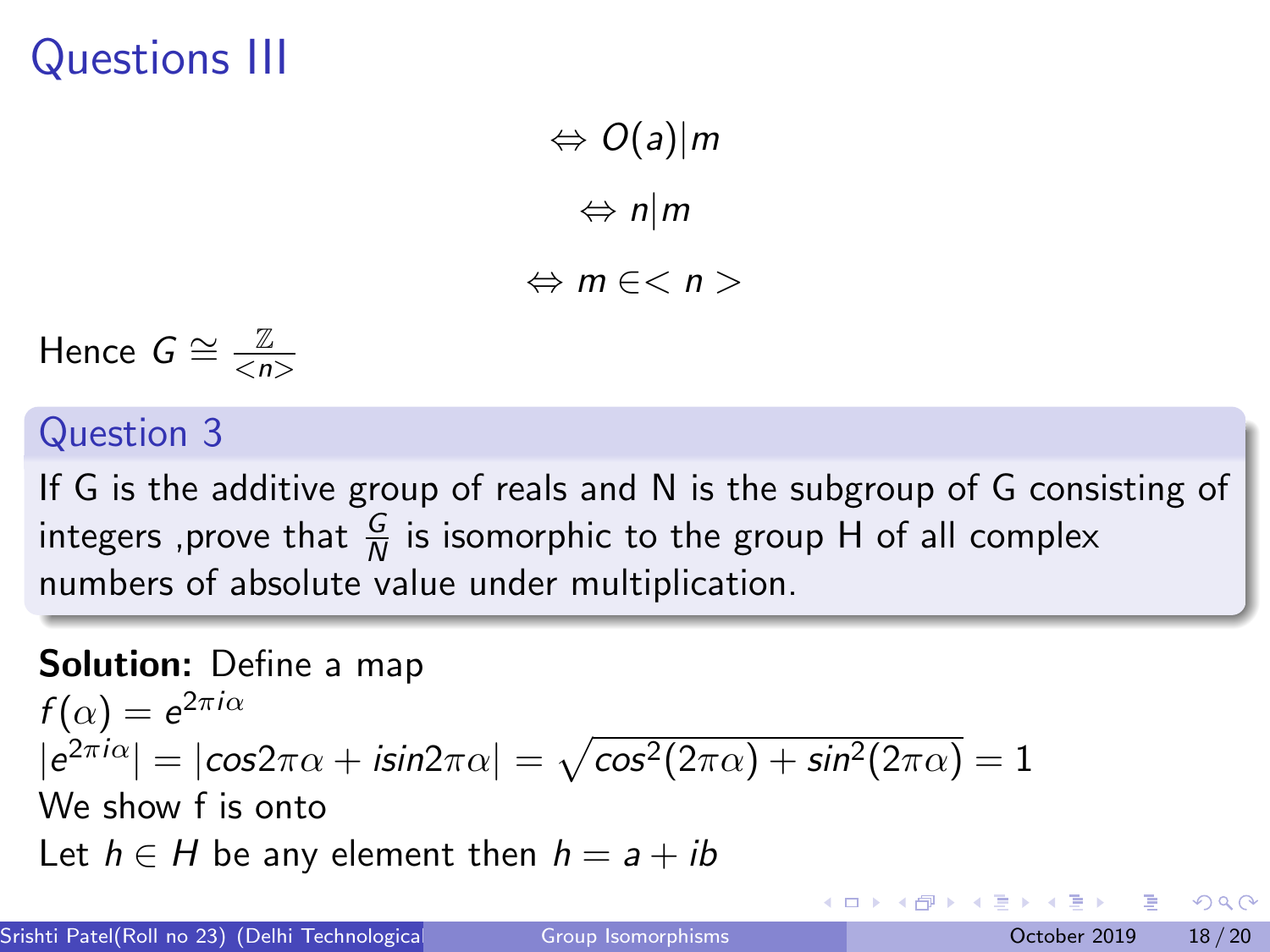# Questions III

$$\Leftrightarrow O(a)|m$$

$$\Leftrightarrow n|m$$

$$\Leftrightarrow m \in <n>$$

Hence $G \cong \frac{\mathbb{Z}}{<n>}$

## Question 3

If G is the additive group of reals and N is the subgroup of G consisting of integers ,prove that $\frac{G}{N}$ is isomorphic to the group H of all complex numbers of absolute value under multiplication.

**Solution:** Define a map

$f(\alpha) = e^{2\pi i\alpha}$

$|e^{2\pi i\alpha}| = |cos2\pi\alpha + isin2\pi\alpha| = \sqrt{cos^2(2\pi\alpha) + sin^2(2\pi\alpha)} = 1$

We show f is onto

Let $h \in H$ be any element then $h = a + ib$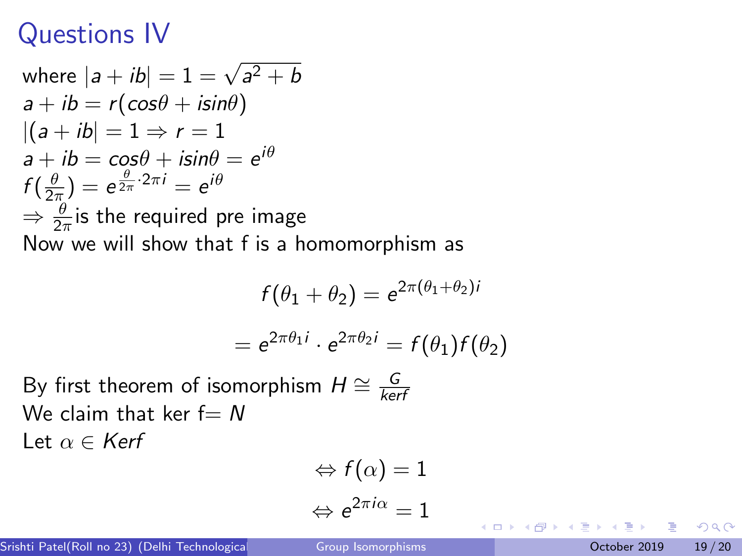# Questions IV

where $|a + ib| = 1 = \sqrt{a^2 + b}$
$a + ib = r(cos\theta + isin\theta)$
$|(a + ib| = 1 \Rightarrow r = 1$
$a + ib = cos\theta + isin\theta = e^{i\theta}$
$f(\frac{\theta}{2\pi}) = e^{\frac{\theta}{2\pi}\cdot 2\pi i} = e^{i\theta}$
$\Rightarrow \frac{\theta}{2\pi}$is the required pre image
Now we will show that f is a homomorphism as

$$f(\theta_1 + \theta_2) = e^{2\pi(\theta_1+\theta_2)i}$$

$$= e^{2\pi\theta_1 i} \cdot e^{2\pi\theta_2 i} = f(\theta_1)f(\theta_2)$$

By first theorem of isomorphism $H \cong \frac{G}{kerf}$
We claim that ker f$= N$
Let $\alpha \in Kerf$

$$\Leftrightarrow f(\alpha) = 1$$

$$\Leftrightarrow e^{2\pi i\alpha} = 1$$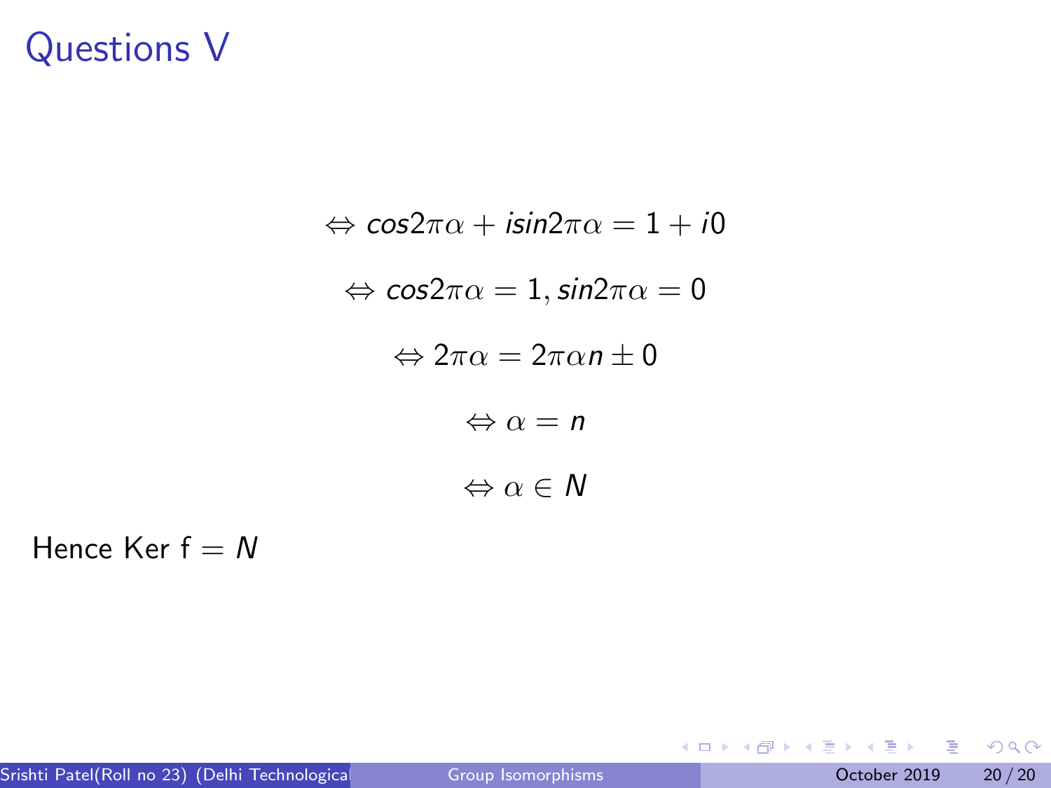# Questions V

$$\Leftrightarrow cos2\pi\alpha + isin2\pi\alpha = 1 + i0$$

$$\Leftrightarrow cos2\pi\alpha = 1, sin2\pi\alpha = 0$$

$$\Leftrightarrow 2\pi\alpha = 2\pi\alpha n \pm 0$$

$$\Leftrightarrow \alpha = n$$

$$\Leftrightarrow \alpha \in N$$

Hence Ker f = $N$